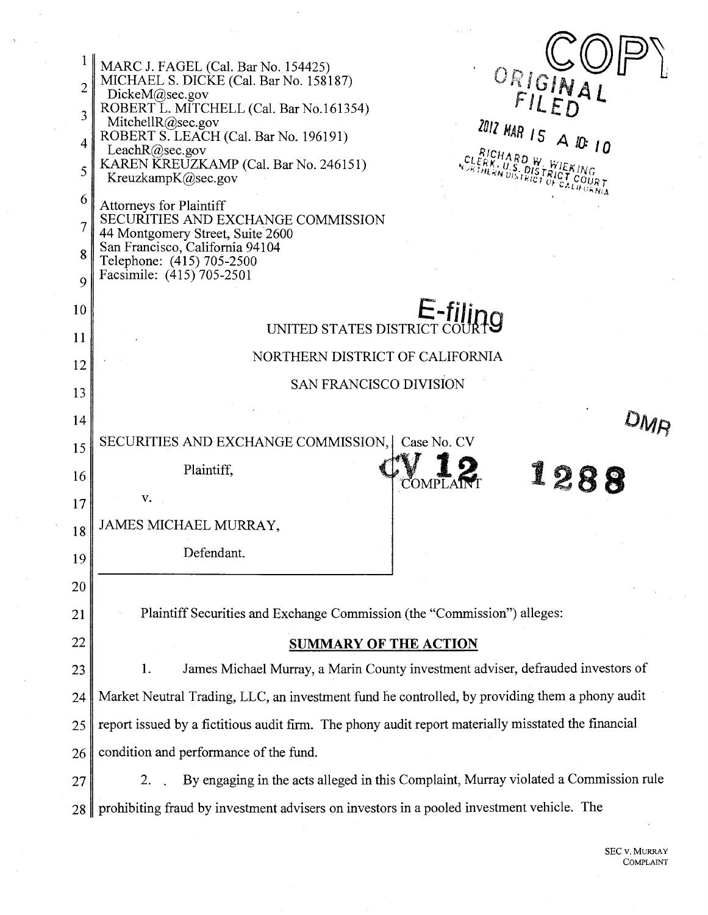MARC J. FAGEL (Cal. Bar No. 154425)
MICHAEL S. DICKE (Cal. Bar No. 158187)
DickeM@sec.gov
ROBERT L. MITCHELL (Cal. Bar No.161354)
MitchellR@sec.gov
ROBERT S. LEACH (Cal. Bar No. 196191)
LeachR@sec.gov
KAREN KREUZKAMP (Cal. Bar No. 246151)
KreuzkampK@sec.gov

Attorneys for Plaintiff
SECURITIES AND EXCHANGE COMMISSION
44 Montgomery Street, Suite 2600
San Francisco, California 94104
Telephone: (415) 705-2500
Facsimile: (415) 705-2501

COPY
ORIGINAL FILED
2012 MAR 15 A 10:10
RICHARD W. WIEKING
CLERK, U.S. DISTRICT COURT
NORTHERN DISTRICT OF CALIFORNIA

E-filing

UNITED STATES DISTRICT COURT

NORTHERN DISTRICT OF CALIFORNIA

SAN FRANCISCO DIVISION

DMR

| | |
|---|---|
| SECURITIES AND EXCHANGE COMMISSION, Plaintiff, v. JAMES MICHAEL MURRAY, Defendant. | Case No. CV 12 1288 COMPLAINT |

Plaintiff Securities and Exchange Commission (the "Commission") alleges:

**SUMMARY OF THE ACTION**

1. James Michael Murray, a Marin County investment adviser, defrauded investors of Market Neutral Trading, LLC, an investment fund he controlled, by providing them a phony audit report issued by a fictitious audit firm. The phony audit report materially misstated the financial condition and performance of the fund.

2. By engaging in the acts alleged in this Complaint, Murray violated a Commission rule prohibiting fraud by investment advisers on investors in a pooled investment vehicle. The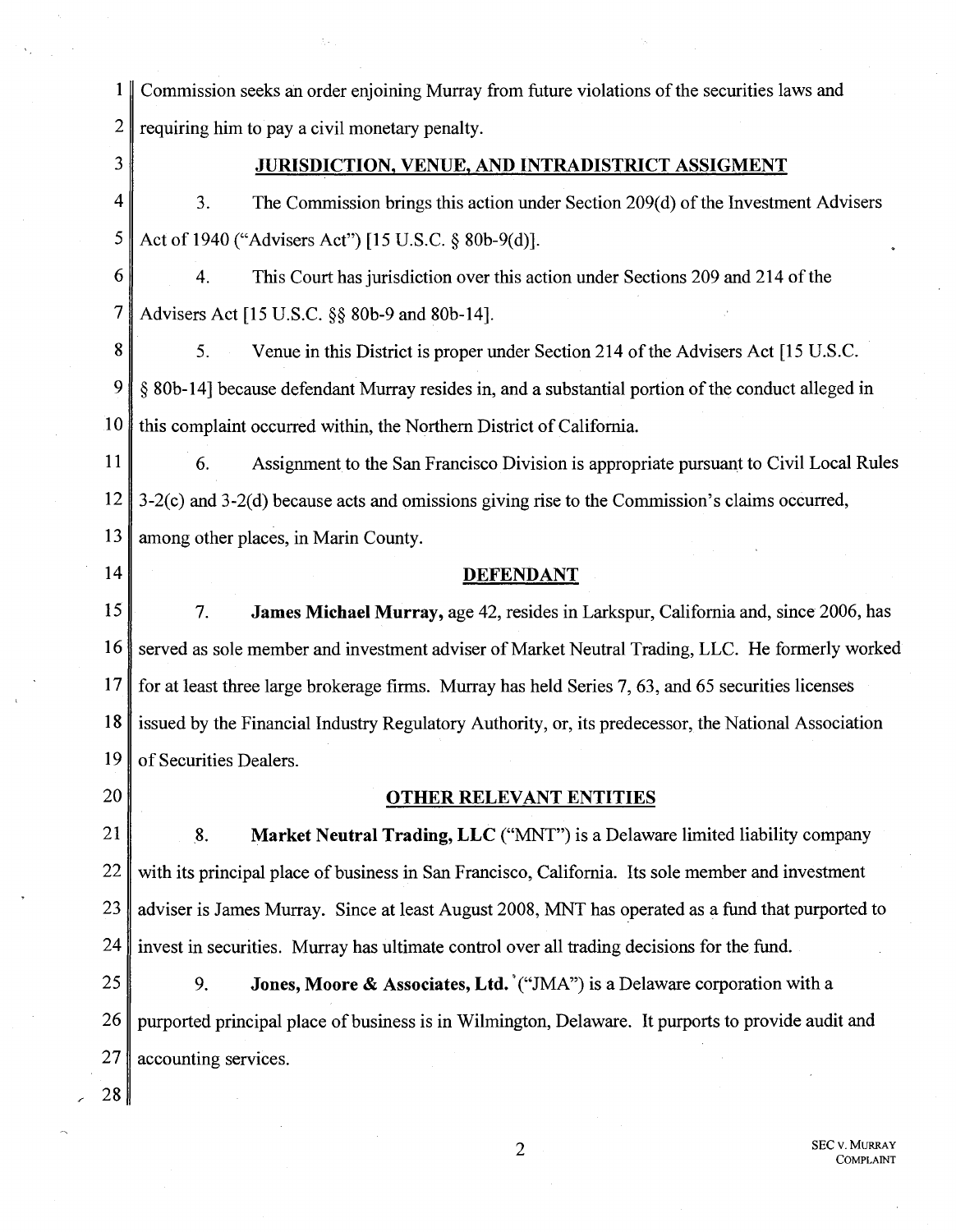Commission seeks an order enjoining Murray from future violations of the securities laws and requiring him to pay a civil monetary penalty.

## JURISDICTION, VENUE, AND INTRADISTRICT ASSIGMENT

3. The Commission brings this action under Section 209(d) of the Investment Advisers Act of 1940 ("Advisers Act") [15 U.S.C. § 80b-9(d)].

4. This Court has jurisdiction over this action under Sections 209 and 214 of the Advisers Act [15 U.S.C. §§ 80b-9 and 80b-14].

5. Venue in this District is proper under Section 214 of the Advisers Act [15 U.S.C. § 80b-14] because defendant Murray resides in, and a substantial portion of the conduct alleged in this complaint occurred within, the Northern District of California.

6. Assignment to the San Francisco Division is appropriate pursuant to Civil Local Rules 3-2(c) and 3-2(d) because acts and omissions giving rise to the Commission's claims occurred, among other places, in Marin County.

## DEFENDANT

7. **James Michael Murray,** age 42, resides in Larkspur, California and, since 2006, has served as sole member and investment adviser of Market Neutral Trading, LLC. He formerly worked for at least three large brokerage firms. Murray has held Series 7, 63, and 65 securities licenses issued by the Financial Industry Regulatory Authority, or, its predecessor, the National Association of Securities Dealers.

## OTHER RELEVANT ENTITIES

8. **Market Neutral Trading, LLC** ("MNT") is a Delaware limited liability company with its principal place of business in San Francisco, California. Its sole member and investment adviser is James Murray. Since at least August 2008, MNT has operated as a fund that purported to invest in securities. Murray has ultimate control over all trading decisions for the fund.

9. **Jones, Moore & Associates, Ltd.** ("JMA") is a Delaware corporation with a purported principal place of business is in Wilmington, Delaware. It purports to provide audit and accounting services.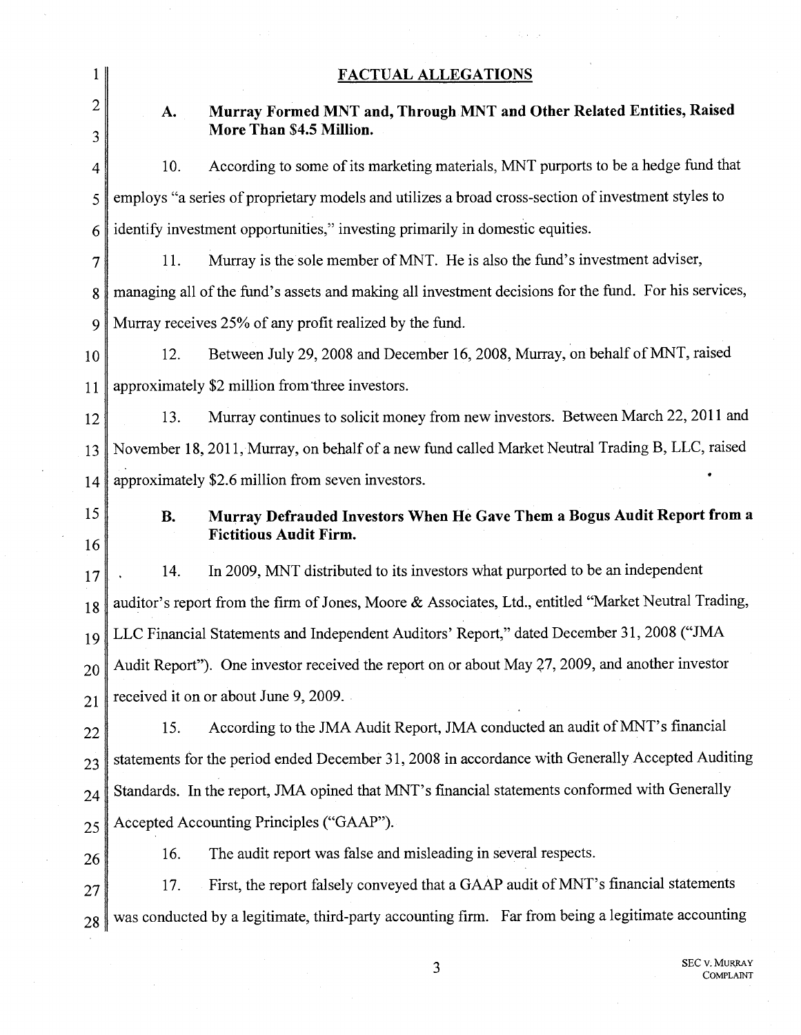## FACTUAL ALLEGATIONS

### A. Murray Formed MNT and, Through MNT and Other Related Entities, Raised More Than $4.5 Million.

10. According to some of its marketing materials, MNT purports to be a hedge fund that employs "a series of proprietary models and utilizes a broad cross-section of investment styles to identify investment opportunities," investing primarily in domestic equities.

11. Murray is the sole member of MNT. He is also the fund's investment adviser, managing all of the fund's assets and making all investment decisions for the fund. For his services, Murray receives 25% of any profit realized by the fund.

12. Between July 29, 2008 and December 16, 2008, Murray, on behalf of MNT, raised approximately $2 million from three investors.

13. Murray continues to solicit money from new investors. Between March 22, 2011 and November 18, 2011, Murray, on behalf of a new fund called Market Neutral Trading B, LLC, raised approximately $2.6 million from seven investors.

### B. Murray Defrauded Investors When He Gave Them a Bogus Audit Report from a Fictitious Audit Firm.

14. In 2009, MNT distributed to its investors what purported to be an independent auditor's report from the firm of Jones, Moore & Associates, Ltd., entitled "Market Neutral Trading, LLC Financial Statements and Independent Auditors' Report," dated December 31, 2008 ("JMA Audit Report"). One investor received the report on or about May 27, 2009, and another investor received it on or about June 9, 2009.

15. According to the JMA Audit Report, JMA conducted an audit of MNT's financial statements for the period ended December 31, 2008 in accordance with Generally Accepted Auditing Standards. In the report, JMA opined that MNT's financial statements conformed with Generally Accepted Accounting Principles ("GAAP").

16. The audit report was false and misleading in several respects.

17. First, the report falsely conveyed that a GAAP audit of MNT's financial statements was conducted by a legitimate, third-party accounting firm. Far from being a legitimate accounting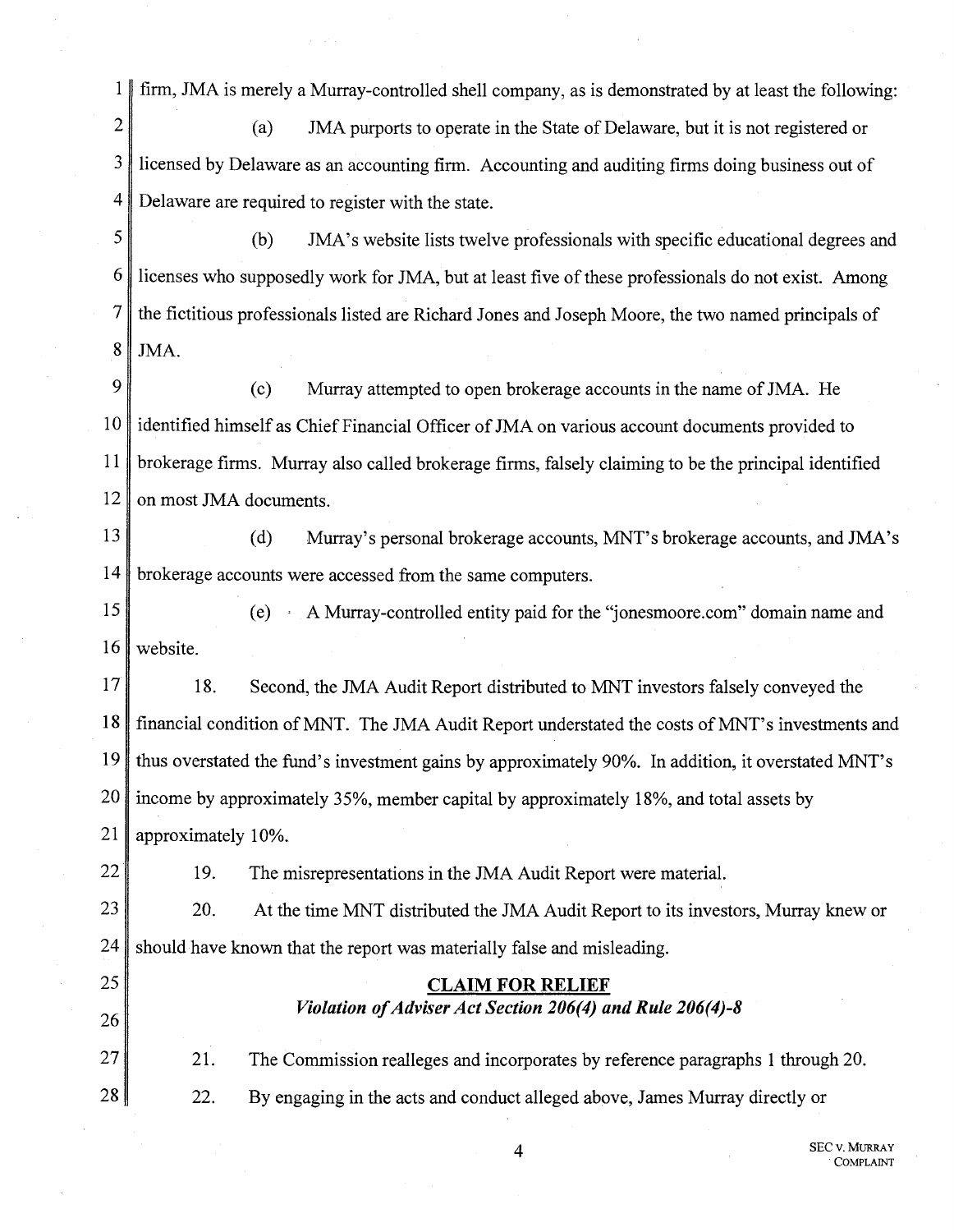firm, JMA is merely a Murray-controlled shell company, as is demonstrated by at least the following:

(a) JMA purports to operate in the State of Delaware, but it is not registered or licensed by Delaware as an accounting firm. Accounting and auditing firms doing business out of Delaware are required to register with the state.

(b) JMA's website lists twelve professionals with specific educational degrees and licenses who supposedly work for JMA, but at least five of these professionals do not exist. Among the fictitious professionals listed are Richard Jones and Joseph Moore, the two named principals of JMA.

(c) Murray attempted to open brokerage accounts in the name of JMA. He identified himself as Chief Financial Officer of JMA on various account documents provided to brokerage firms. Murray also called brokerage firms, falsely claiming to be the principal identified on most JMA documents.

(d) Murray's personal brokerage accounts, MNT's brokerage accounts, and JMA's brokerage accounts were accessed from the same computers.

(e) A Murray-controlled entity paid for the "jonesmoore.com" domain name and website.

18. Second, the JMA Audit Report distributed to MNT investors falsely conveyed the financial condition of MNT. The JMA Audit Report understated the costs of MNT's investments and thus overstated the fund's investment gains by approximately 90%. In addition, it overstated MNT's income by approximately 35%, member capital by approximately 18%, and total assets by approximately 10%.

19. The misrepresentations in the JMA Audit Report were material.

20. At the time MNT distributed the JMA Audit Report to its investors, Murray knew or should have known that the report was materially false and misleading.

## CLAIM FOR RELIEF

***Violation of Adviser Act Section 206(4) and Rule 206(4)-8***

21. The Commission realleges and incorporates by reference paragraphs 1 through 20.

22. By engaging in the acts and conduct alleged above, James Murray directly or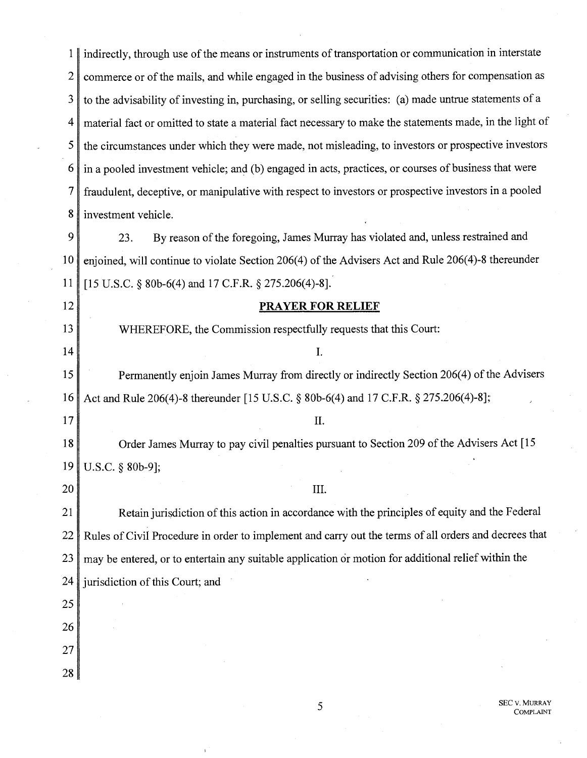indirectly, through use of the means or instruments of transportation or communication in interstate commerce or of the mails, and while engaged in the business of advising others for compensation as to the advisability of investing in, purchasing, or selling securities: (a) made untrue statements of a material fact or omitted to state a material fact necessary to make the statements made, in the light of the circumstances under which they were made, not misleading, to investors or prospective investors in a pooled investment vehicle; and (b) engaged in acts, practices, or courses of business that were fraudulent, deceptive, or manipulative with respect to investors or prospective investors in a pooled investment vehicle.

23. By reason of the foregoing, James Murray has violated and, unless restrained and enjoined, will continue to violate Section 206(4) of the Advisers Act and Rule 206(4)-8 thereunder [15 U.S.C. § 80b-6(4) and 17 C.F.R. § 275.206(4)-8].

## PRAYER FOR RELIEF

WHEREFORE, the Commission respectfully requests that this Court:

I.

Permanently enjoin James Murray from directly or indirectly Section 206(4) of the Advisers Act and Rule 206(4)-8 thereunder [15 U.S.C. § 80b-6(4) and 17 C.F.R. § 275.206(4)-8];

II.

Order James Murray to pay civil penalties pursuant to Section 209 of the Advisers Act [15 U.S.C. § 80b-9];

III.

Retain jurisdiction of this action in accordance with the principles of equity and the Federal Rules of Civil Procedure in order to implement and carry out the terms of all orders and decrees that may be entered, or to entertain any suitable application or motion for additional relief within the jurisdiction of this Court; and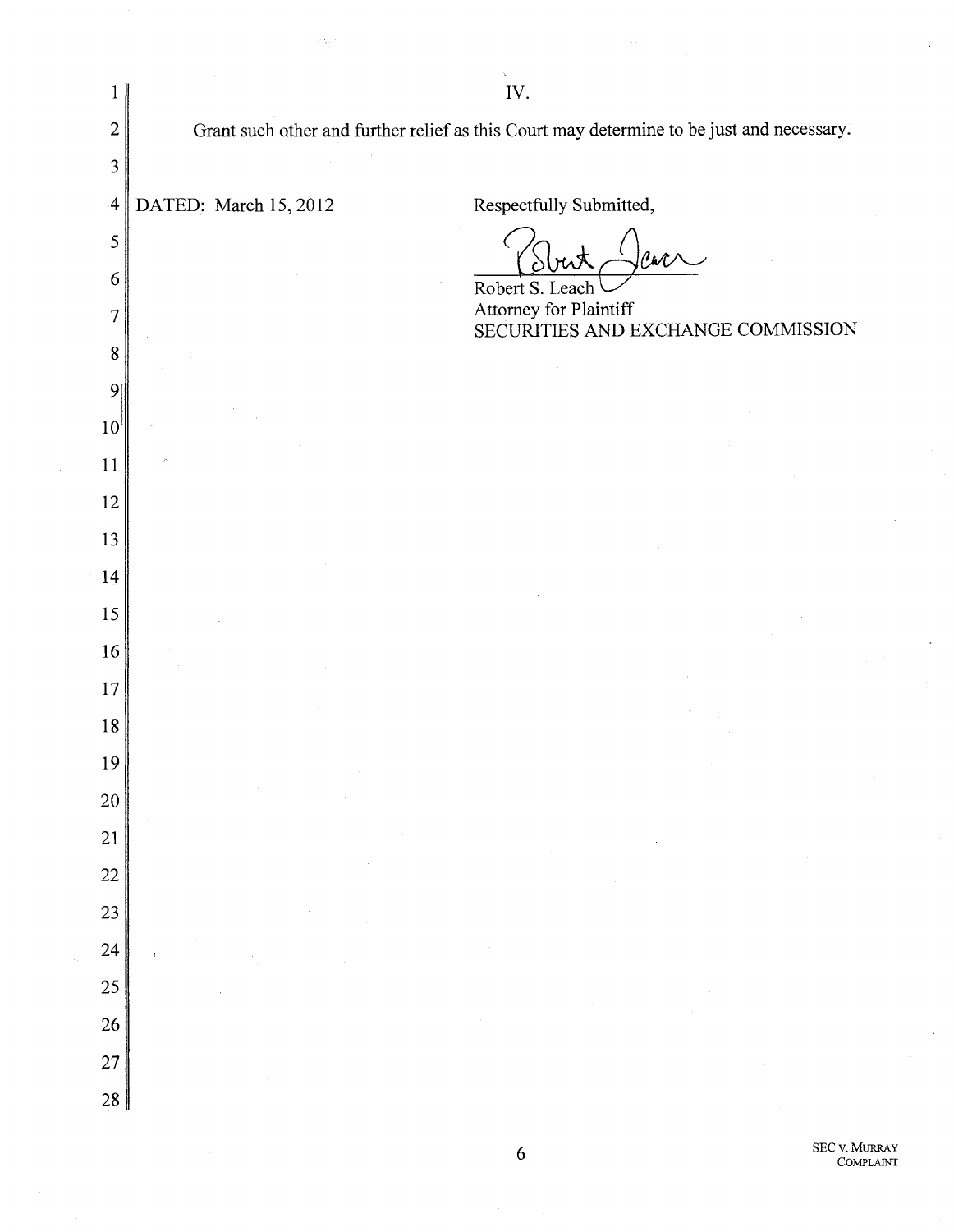IV.

Grant such other and further relief as this Court may determine to be just and necessary.

DATED: March 15, 2012

Respectfully Submitted,

Robert S. Leach
Attorney for Plaintiff
SECURITIES AND EXCHANGE COMMISSION